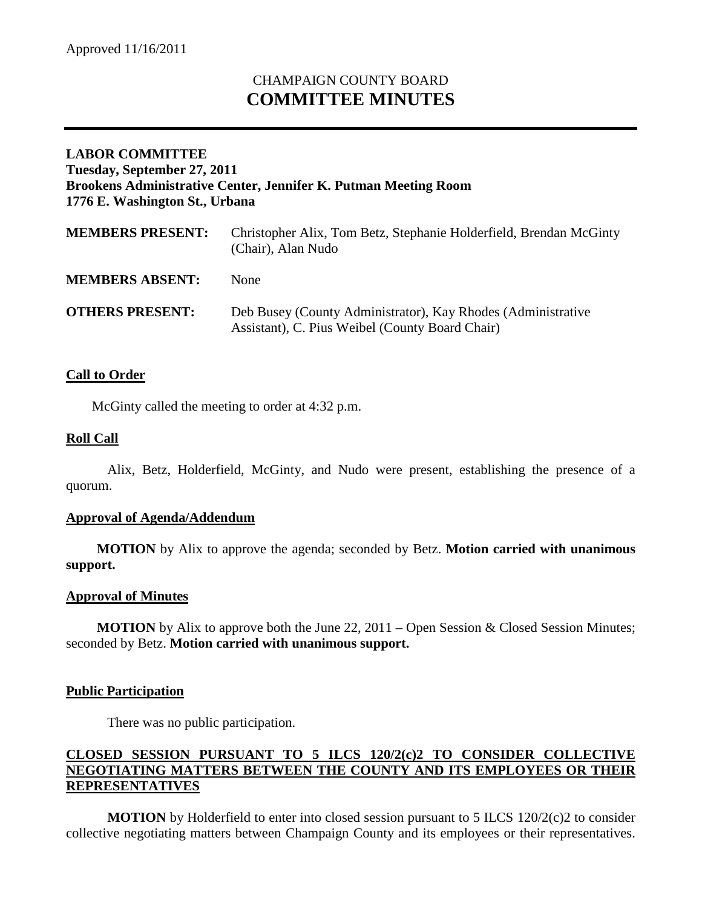Approved 11/16/2011

# CHAMPAIGN COUNTY BOARD
# COMMITTEE MINUTES

**LABOR COMMITTEE**
**Tuesday, September 27, 2011**
**Brookens Administrative Center, Jennifer K. Putman Meeting Room**
**1776 E. Washington St., Urbana**

| | |
|---|---|
| **MEMBERS PRESENT:** | Christopher Alix, Tom Betz, Stephanie Holderfield, Brendan McGinty (Chair), Alan Nudo |
| **MEMBERS ABSENT:** | None |
| **OTHERS PRESENT:** | Deb Busey (County Administrator), Kay Rhodes (Administrative Assistant), C. Pius Weibel (County Board Chair) |

## Call to Order

McGinty called the meeting to order at 4:32 p.m.

## Roll Call

Alix, Betz, Holderfield, McGinty, and Nudo were present, establishing the presence of a quorum.

## Approval of Agenda/Addendum

**MOTION** by Alix to approve the agenda; seconded by Betz. **Motion carried with unanimous support.**

## Approval of Minutes

**MOTION** by Alix to approve both the June 22, 2011 – Open Session & Closed Session Minutes; seconded by Betz. **Motion carried with unanimous support.**

## Public Participation

There was no public participation.

## CLOSED SESSION PURSUANT TO 5 ILCS 120/2(c)2 TO CONSIDER COLLECTIVE NEGOTIATING MATTERS BETWEEN THE COUNTY AND ITS EMPLOYEES OR THEIR REPRESENTATIVES

**MOTION** by Holderfield to enter into closed session pursuant to 5 ILCS 120/2(c)2 to consider collective negotiating matters between Champaign County and its employees or their representatives.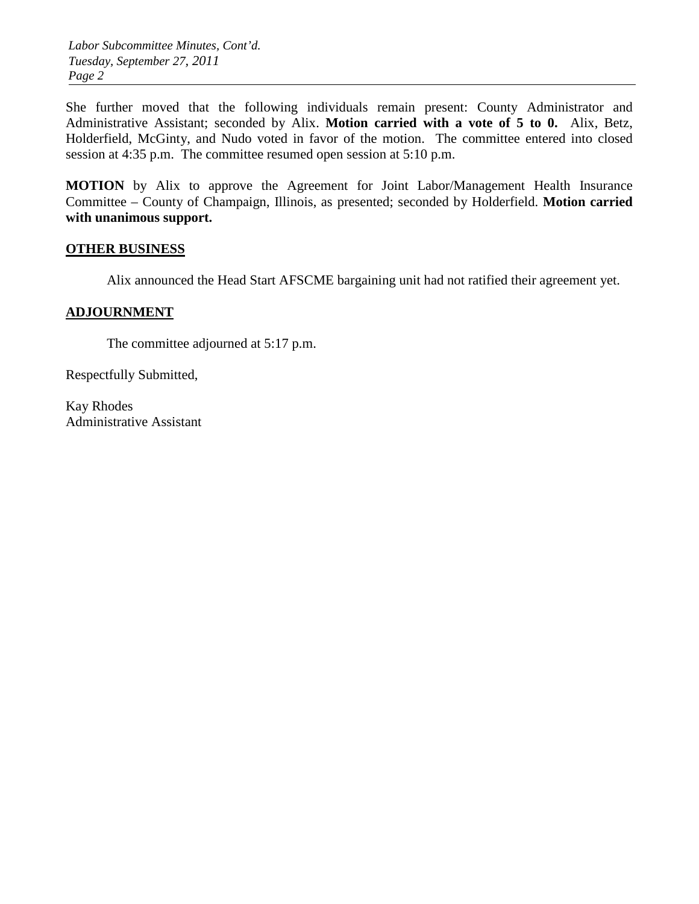She further moved that the following individuals remain present: County Administrator and Administrative Assistant; seconded by Alix. **Motion carried with a vote of 5 to 0.** Alix, Betz, Holderfield, McGinty, and Nudo voted in favor of the motion. The committee entered into closed session at 4:35 p.m. The committee resumed open session at 5:10 p.m.

**MOTION** by Alix to approve the Agreement for Joint Labor/Management Health Insurance Committee – County of Champaign, Illinois, as presented; seconded by Holderfield. **Motion carried with unanimous support.**

**OTHER BUSINESS**

Alix announced the Head Start AFSCME bargaining unit had not ratified their agreement yet.

**ADJOURNMENT**

The committee adjourned at 5:17 p.m.

Respectfully Submitted,

Kay Rhodes
Administrative Assistant